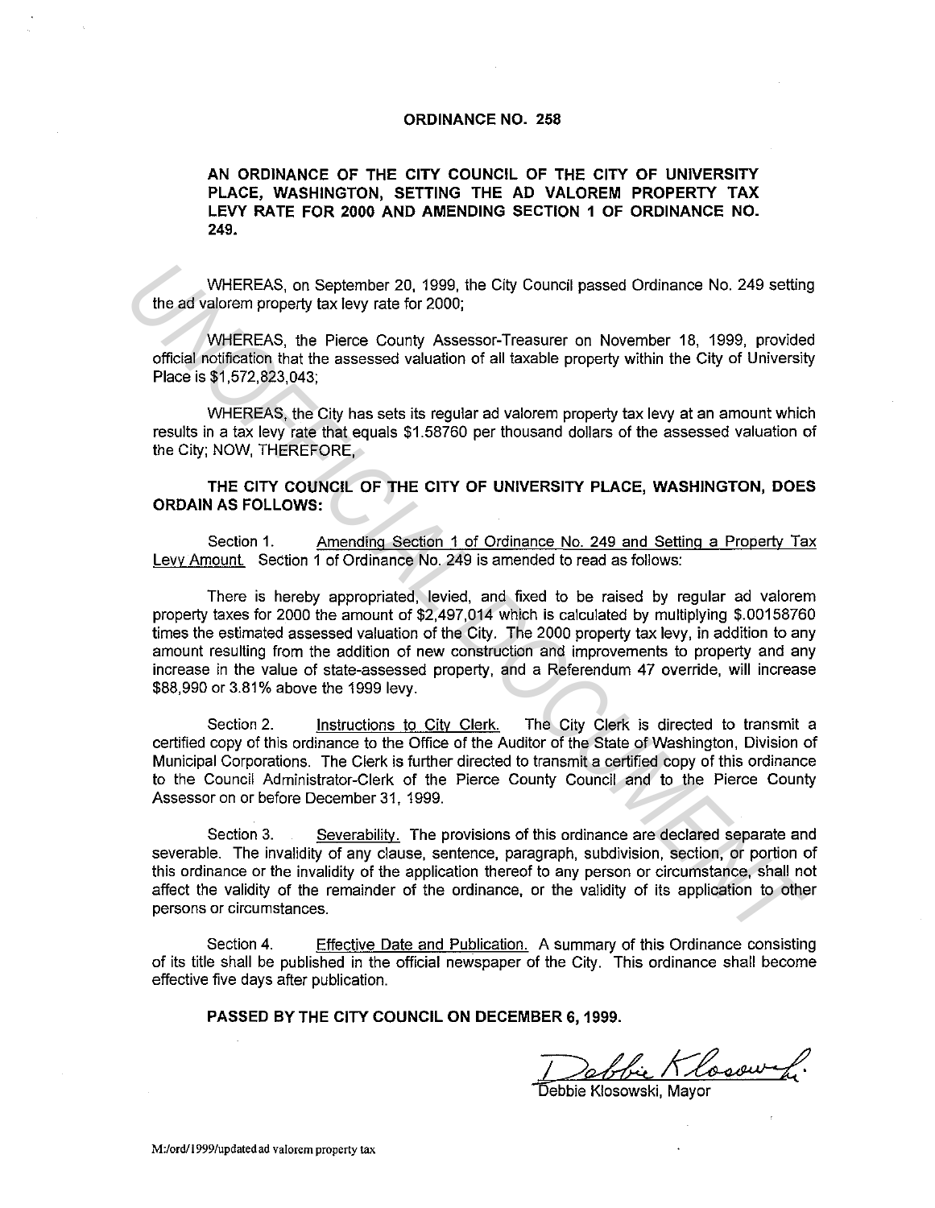**ORDINANCE NO. 258**

**AN ORDINANCE OF THE CITY COUNCIL OF THE CITY OF UNIVERSITY PLACE, WASHINGTON, SETTING THE AD VALOREM PROPERTY TAX LEVY RATE FOR 2000 AND AMENDING SECTION 1 OF ORDINANCE NO. 249.**

WHEREAS, on September 20, 1999, the City Council passed Ordinance No. 249 setting the ad valorem property tax levy rate for 2000;

WHEREAS, the Pierce County Assessor-Treasurer on November 18, 1999, provided official notification that the assessed valuation of all taxable property within the City of University Place is $1,572,823,043;

WHEREAS, the City has sets its regular ad valorem property tax levy at an amount which results in a tax levy rate that equals $1.58760 per thousand dollars of the assessed valuation of the City; NOW, THEREFORE,

**THE CITY COUNCIL OF THE CITY OF UNIVERSITY PLACE, WASHINGTON, DOES ORDAIN AS FOLLOWS:**

Section 1. Amending Section 1 of Ordinance No. 249 and Setting a Property Tax Levy Amount. Section 1 of Ordinance No. 249 is amended to read as follows:

There is hereby appropriated, levied, and fixed to be raised by regular ad valorem property taxes for 2000 the amount of $2,497,014 which is calculated by multiplying $.00158760 times the estimated assessed valuation of the City. The 2000 property tax levy, in addition to any amount resulting from the addition of new construction and improvements to property and any increase in the value of state-assessed property, and a Referendum 47 override, will increase $88,990 or 3.81% above the 1999 levy.

Section 2. Instructions to City Clerk. The City Clerk is directed to transmit a certified copy of this ordinance to the Office of the Auditor of the State of Washington, Division of Municipal Corporations. The Clerk is further directed to transmit a certified copy of this ordinance to the Council Administrator-Clerk of the Pierce County Council and to the Pierce County Assessor on or before December 31, 1999.

Section 3. Severability. The provisions of this ordinance are declared separate and severable. The invalidity of any clause, sentence, paragraph, subdivision, section, or portion of this ordinance or the invalidity of the application thereof to any person or circumstance, shall not affect the validity of the remainder of the ordinance, or the validity of its application to other persons or circumstances.

Section 4. Effective Date and Publication. A summary of this Ordinance consisting of its title shall be published in the official newspaper of the City. This ordinance shall become effective five days after publication.

**PASSED BY THE CITY COUNCIL ON DECEMBER 6, 1999.**

Debbie Klosowski

Debbie Klosowski, Mayor

M:/ord/1999/updated ad valorem property tax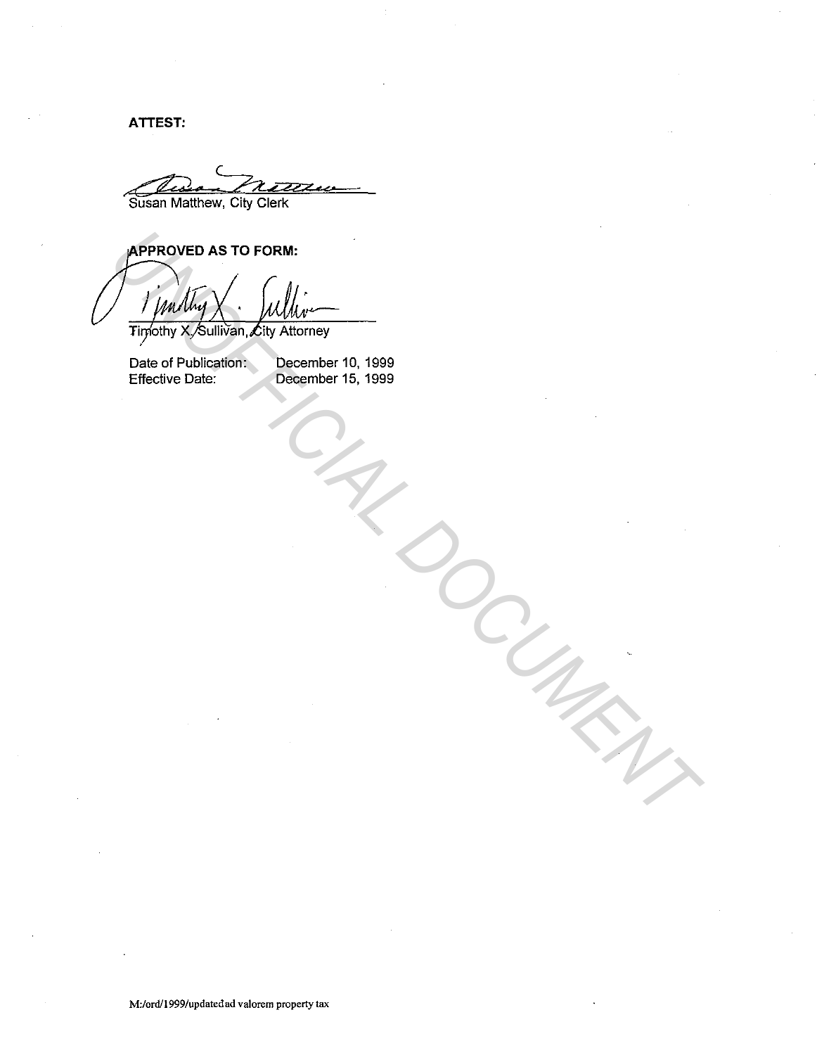**ATTEST:**

Susan Matthew, City Clerk

**APPROVED AS TO FORM:**

Timothy X. Sullivan, City Attorney

Date of Publication: December 10, 1999
Effective Date: December 15, 1999

M:/ord/1999/updated ad valorem property tax